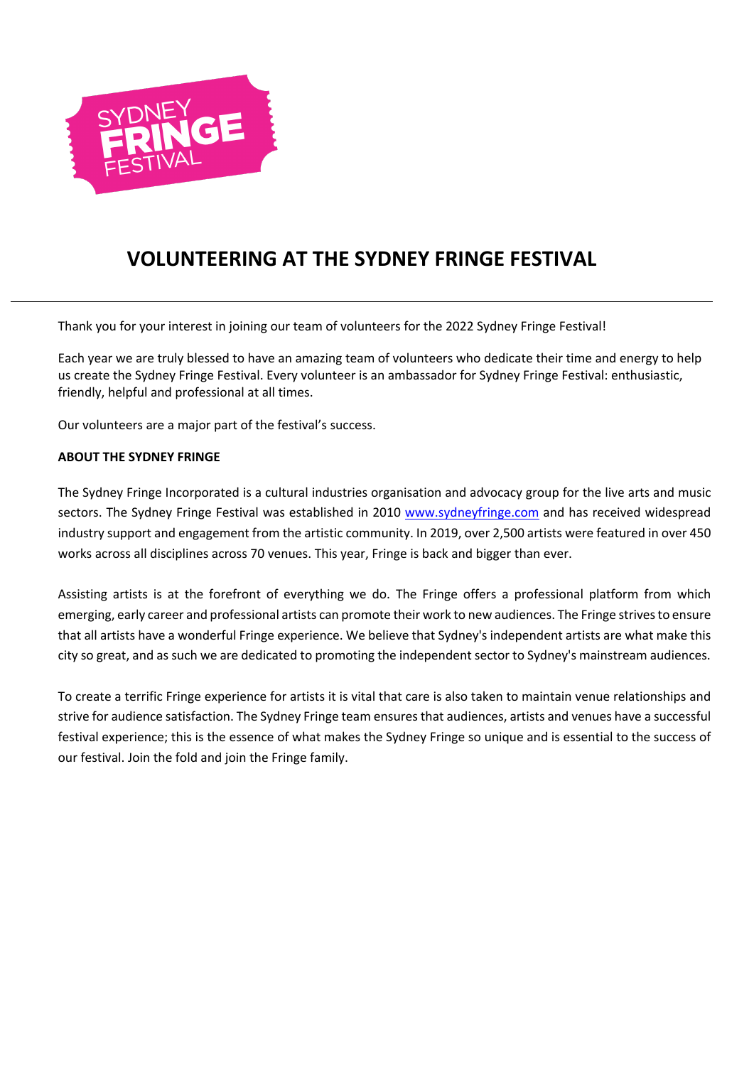# VOLUNTEERING AT THE SYDNEY FRINGE FESTIVAL

Thank you for your interest in joining our team of volunteers for the 2022 Sydney Fringe Festival!

Each year we are truly blessed to have an amazing team of volunteers who dedicate their time and energy to help us create the Sydney Fringe Festival. Every volunteer is an ambassador for Sydney Fringe Festival: enthusiastic, friendly, helpful and professional at all times.

Our volunteers are a major part of the festival's success.

**ABOUT THE SYDNEY FRINGE**

The Sydney Fringe Incorporated is a cultural industries organisation and advocacy group for the live arts and music sectors. The Sydney Fringe Festival was established in 2010 [www.sydneyfringe.com](http://www.sydneyfringe.com) and has received widespread industry support and engagement from the artistic community. In 2019, over 2,500 artists were featured in over 450 works across all disciplines across 70 venues. This year, Fringe is back and bigger than ever.

Assisting artists is at the forefront of everything we do. The Fringe offers a professional platform from which emerging, early career and professional artists can promote their work to new audiences. The Fringe strives to ensure that all artists have a wonderful Fringe experience. We believe that Sydney's independent artists are what make this city so great, and as such we are dedicated to promoting the independent sector to Sydney's mainstream audiences.

To create a terrific Fringe experience for artists it is vital that care is also taken to maintain venue relationships and strive for audience satisfaction. The Sydney Fringe team ensures that audiences, artists and venues have a successful festival experience; this is the essence of what makes the Sydney Fringe so unique and is essential to the success of our festival. Join the fold and join the Fringe family.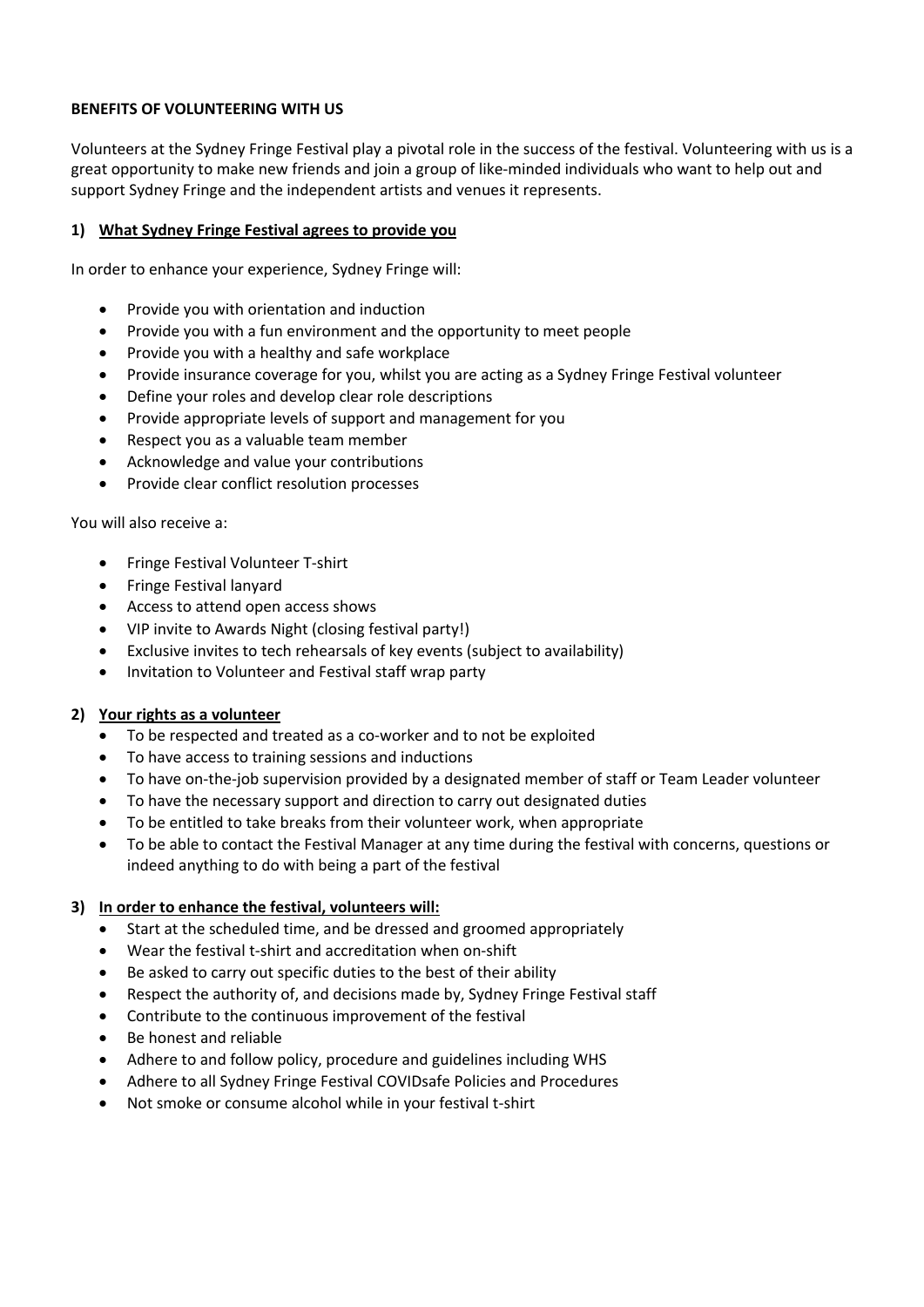**BENEFITS OF VOLUNTEERING WITH US**

Volunteers at the Sydney Fringe Festival play a pivotal role in the success of the festival. Volunteering with us is a great opportunity to make new friends and join a group of like-minded individuals who want to help out and support Sydney Fringe and the independent artists and venues it represents.

**1) What Sydney Fringe Festival agrees to provide you**

In order to enhance your experience, Sydney Fringe will:

- Provide you with orientation and induction
- Provide you with a fun environment and the opportunity to meet people
- Provide you with a healthy and safe workplace
- Provide insurance coverage for you, whilst you are acting as a Sydney Fringe Festival volunteer
- Define your roles and develop clear role descriptions
- Provide appropriate levels of support and management for you
- Respect you as a valuable team member
- Acknowledge and value your contributions
- Provide clear conflict resolution processes

You will also receive a:

- Fringe Festival Volunteer T-shirt
- Fringe Festival lanyard
- Access to attend open access shows
- VIP invite to Awards Night (closing festival party!)
- Exclusive invites to tech rehearsals of key events (subject to availability)
- Invitation to Volunteer and Festival staff wrap party

**2) Your rights as a volunteer**

- To be respected and treated as a co-worker and to not be exploited
- To have access to training sessions and inductions
- To have on-the-job supervision provided by a designated member of staff or Team Leader volunteer
- To have the necessary support and direction to carry out designated duties
- To be entitled to take breaks from their volunteer work, when appropriate
- To be able to contact the Festival Manager at any time during the festival with concerns, questions or indeed anything to do with being a part of the festival

**3) In order to enhance the festival, volunteers will:**

- Start at the scheduled time, and be dressed and groomed appropriately
- Wear the festival t-shirt and accreditation when on-shift
- Be asked to carry out specific duties to the best of their ability
- Respect the authority of, and decisions made by, Sydney Fringe Festival staff
- Contribute to the continuous improvement of the festival
- Be honest and reliable
- Adhere to and follow policy, procedure and guidelines including WHS
- Adhere to all Sydney Fringe Festival COVIDsafe Policies and Procedures
- Not smoke or consume alcohol while in your festival t-shirt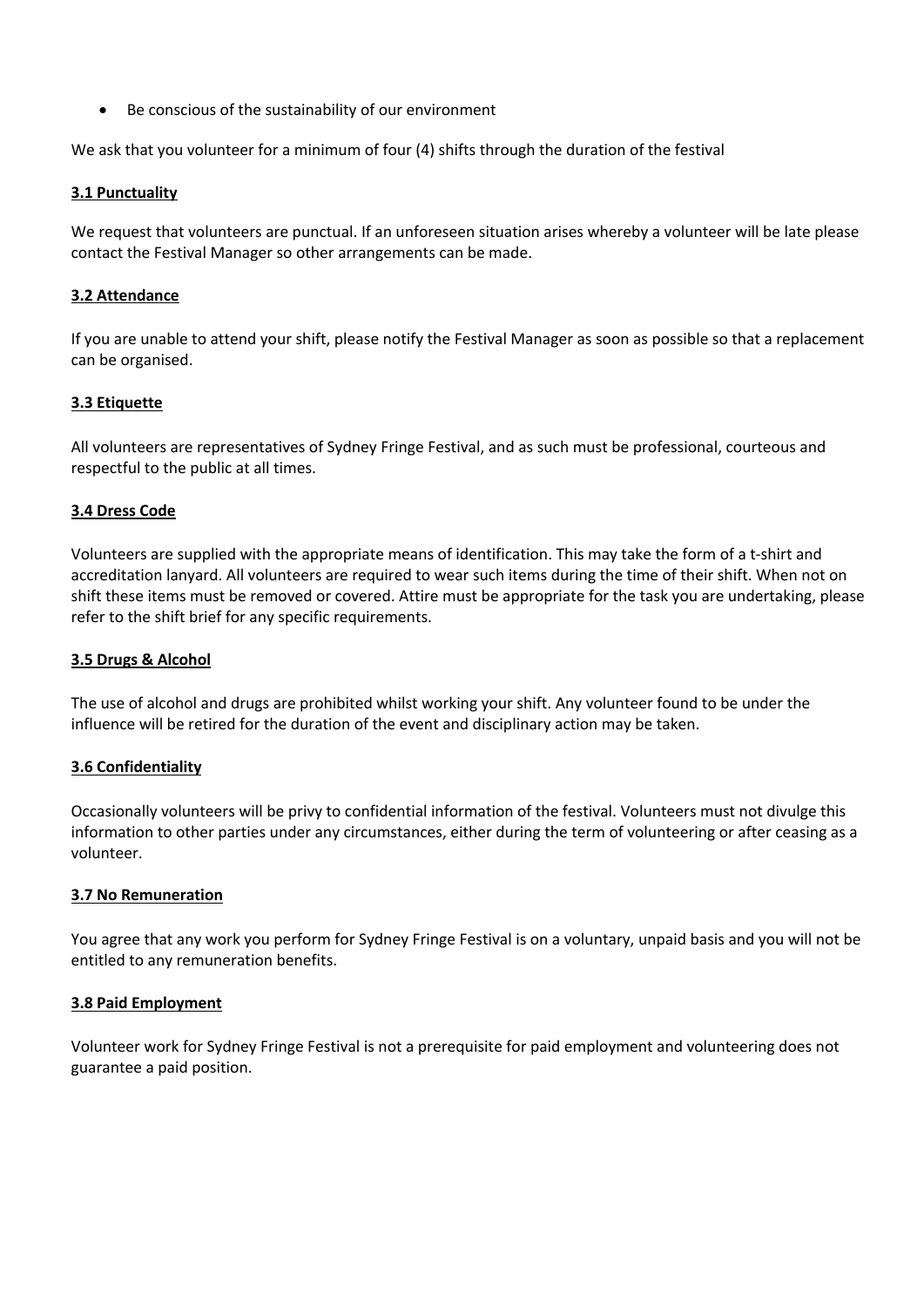- Be conscious of the sustainability of our environment

We ask that you volunteer for a minimum of four (4) shifts through the duration of the festival

### 3.1 Punctuality

We request that volunteers are punctual. If an unforeseen situation arises whereby a volunteer will be late please contact the Festival Manager so other arrangements can be made.

### 3.2 Attendance

If you are unable to attend your shift, please notify the Festival Manager as soon as possible so that a replacement can be organised.

### 3.3 Etiquette

All volunteers are representatives of Sydney Fringe Festival, and as such must be professional, courteous and respectful to the public at all times.

### 3.4 Dress Code

Volunteers are supplied with the appropriate means of identification. This may take the form of a t-shirt and accreditation lanyard. All volunteers are required to wear such items during the time of their shift. When not on shift these items must be removed or covered. Attire must be appropriate for the task you are undertaking, please refer to the shift brief for any specific requirements.

### 3.5 Drugs & Alcohol

The use of alcohol and drugs are prohibited whilst working your shift. Any volunteer found to be under the influence will be retired for the duration of the event and disciplinary action may be taken.

### 3.6 Confidentiality

Occasionally volunteers will be privy to confidential information of the festival. Volunteers must not divulge this information to other parties under any circumstances, either during the term of volunteering or after ceasing as a volunteer.

### 3.7 No Remuneration

You agree that any work you perform for Sydney Fringe Festival is on a voluntary, unpaid basis and you will not be entitled to any remuneration benefits.

### 3.8 Paid Employment

Volunteer work for Sydney Fringe Festival is not a prerequisite for paid employment and volunteering does not guarantee a paid position.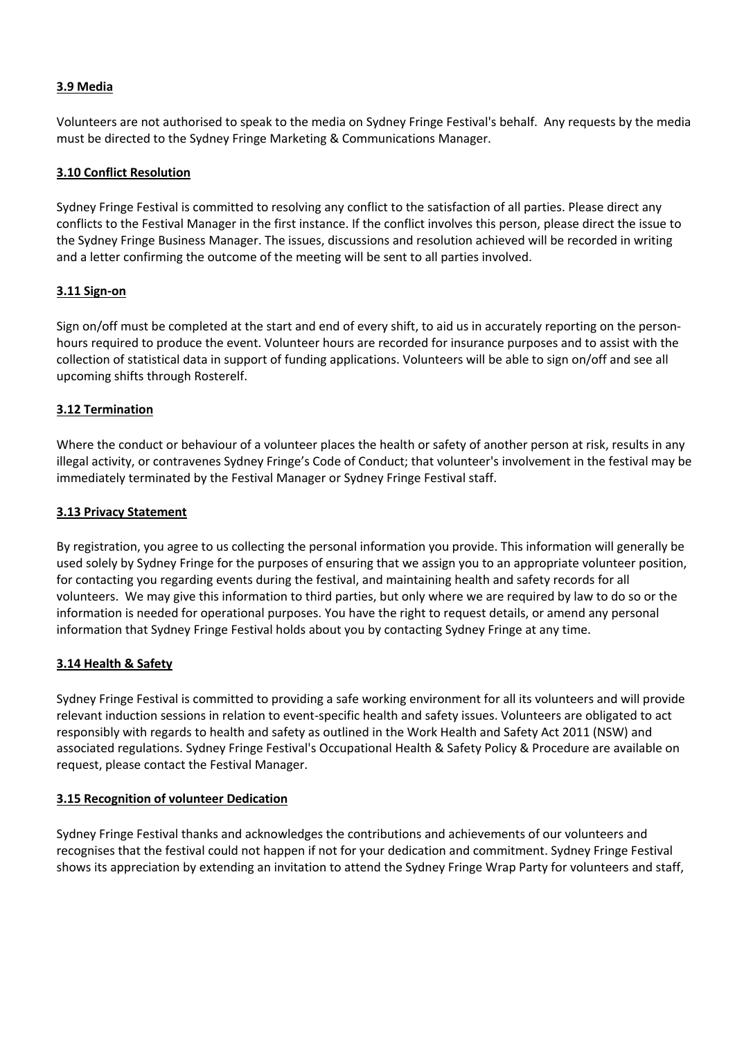**3.9 Media**

Volunteers are not authorised to speak to the media on Sydney Fringe Festival's behalf. Any requests by the media must be directed to the Sydney Fringe Marketing & Communications Manager.

**3.10 Conflict Resolution**

Sydney Fringe Festival is committed to resolving any conflict to the satisfaction of all parties. Please direct any conflicts to the Festival Manager in the first instance. If the conflict involves this person, please direct the issue to the Sydney Fringe Business Manager. The issues, discussions and resolution achieved will be recorded in writing and a letter confirming the outcome of the meeting will be sent to all parties involved.

**3.11 Sign-on**

Sign on/off must be completed at the start and end of every shift, to aid us in accurately reporting on the person-hours required to produce the event. Volunteer hours are recorded for insurance purposes and to assist with the collection of statistical data in support of funding applications. Volunteers will be able to sign on/off and see all upcoming shifts through Rosterelf.

**3.12 Termination**

Where the conduct or behaviour of a volunteer places the health or safety of another person at risk, results in any illegal activity, or contravenes Sydney Fringe's Code of Conduct; that volunteer's involvement in the festival may be immediately terminated by the Festival Manager or Sydney Fringe Festival staff.

**3.13 Privacy Statement**

By registration, you agree to us collecting the personal information you provide. This information will generally be used solely by Sydney Fringe for the purposes of ensuring that we assign you to an appropriate volunteer position, for contacting you regarding events during the festival, and maintaining health and safety records for all volunteers. We may give this information to third parties, but only where we are required by law to do so or the information is needed for operational purposes. You have the right to request details, or amend any personal information that Sydney Fringe Festival holds about you by contacting Sydney Fringe at any time.

**3.14 Health & Safety**

Sydney Fringe Festival is committed to providing a safe working environment for all its volunteers and will provide relevant induction sessions in relation to event-specific health and safety issues. Volunteers are obligated to act responsibly with regards to health and safety as outlined in the Work Health and Safety Act 2011 (NSW) and associated regulations. Sydney Fringe Festival's Occupational Health & Safety Policy & Procedure are available on request, please contact the Festival Manager.

**3.15 Recognition of volunteer Dedication**

Sydney Fringe Festival thanks and acknowledges the contributions and achievements of our volunteers and recognises that the festival could not happen if not for your dedication and commitment. Sydney Fringe Festival shows its appreciation by extending an invitation to attend the Sydney Fringe Wrap Party for volunteers and staff,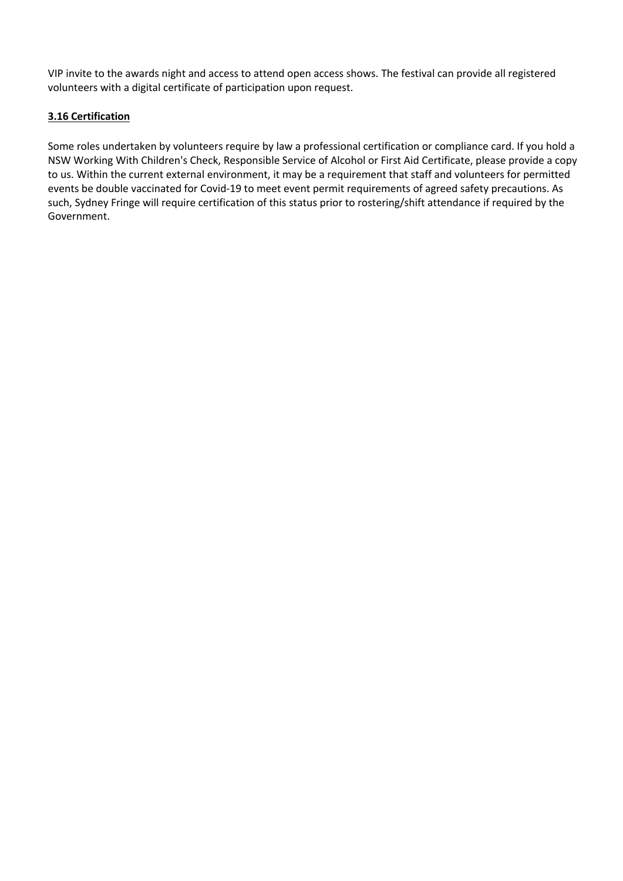VIP invite to the awards night and access to attend open access shows. The festival can provide all registered volunteers with a digital certificate of participation upon request.

### 3.16 Certification

Some roles undertaken by volunteers require by law a professional certification or compliance card. If you hold a NSW Working With Children's Check, Responsible Service of Alcohol or First Aid Certificate, please provide a copy to us. Within the current external environment, it may be a requirement that staff and volunteers for permitted events be double vaccinated for Covid-19 to meet event permit requirements of agreed safety precautions. As such, Sydney Fringe will require certification of this status prior to rostering/shift attendance if required by the Government.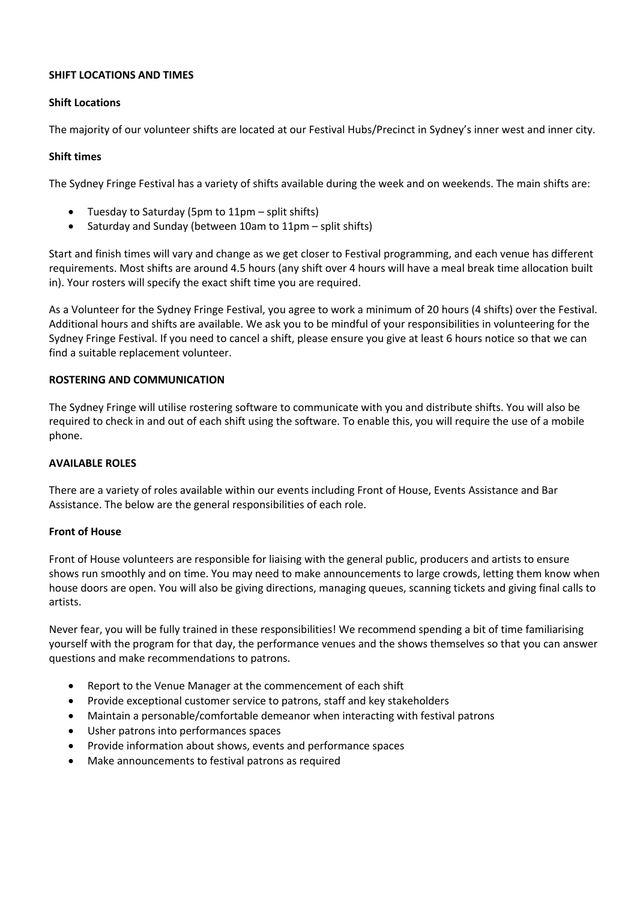**SHIFT LOCATIONS AND TIMES**

**Shift Locations**

The majority of our volunteer shifts are located at our Festival Hubs/Precinct in Sydney's inner west and inner city.

**Shift times**

The Sydney Fringe Festival has a variety of shifts available during the week and on weekends. The main shifts are:

- Tuesday to Saturday (5pm to 11pm – split shifts)
- Saturday and Sunday (between 10am to 11pm – split shifts)

Start and finish times will vary and change as we get closer to Festival programming, and each venue has different requirements. Most shifts are around 4.5 hours (any shift over 4 hours will have a meal break time allocation built in). Your rosters will specify the exact shift time you are required.

As a Volunteer for the Sydney Fringe Festival, you agree to work a minimum of 20 hours (4 shifts) over the Festival. Additional hours and shifts are available. We ask you to be mindful of your responsibilities in volunteering for the Sydney Fringe Festival. If you need to cancel a shift, please ensure you give at least 6 hours notice so that we can find a suitable replacement volunteer.

**ROSTERING AND COMMUNICATION**

The Sydney Fringe will utilise rostering software to communicate with you and distribute shifts. You will also be required to check in and out of each shift using the software. To enable this, you will require the use of a mobile phone.

**AVAILABLE ROLES**

There are a variety of roles available within our events including Front of House, Events Assistance and Bar Assistance. The below are the general responsibilities of each role.

**Front of House**

Front of House volunteers are responsible for liaising with the general public, producers and artists to ensure shows run smoothly and on time. You may need to make announcements to large crowds, letting them know when house doors are open. You will also be giving directions, managing queues, scanning tickets and giving final calls to artists.

Never fear, you will be fully trained in these responsibilities! We recommend spending a bit of time familiarising yourself with the program for that day, the performance venues and the shows themselves so that you can answer questions and make recommendations to patrons.

- Report to the Venue Manager at the commencement of each shift
- Provide exceptional customer service to patrons, staff and key stakeholders
- Maintain a personable/comfortable demeanor when interacting with festival patrons
- Usher patrons into performances spaces
- Provide information about shows, events and performance spaces
- Make announcements to festival patrons as required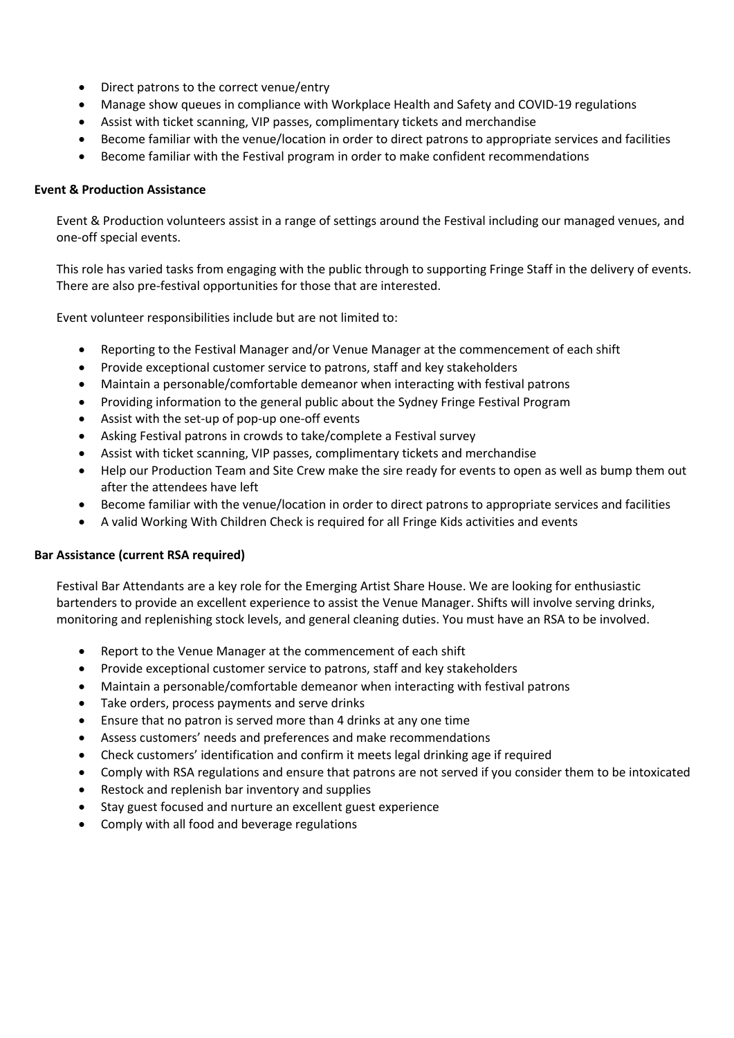- Direct patrons to the correct venue/entry
- Manage show queues in compliance with Workplace Health and Safety and COVID-19 regulations
- Assist with ticket scanning, VIP passes, complimentary tickets and merchandise
- Become familiar with the venue/location in order to direct patrons to appropriate services and facilities
- Become familiar with the Festival program in order to make confident recommendations

**Event & Production Assistance**

Event & Production volunteers assist in a range of settings around the Festival including our managed venues, and one-off special events.

This role has varied tasks from engaging with the public through to supporting Fringe Staff in the delivery of events. There are also pre-festival opportunities for those that are interested.

Event volunteer responsibilities include but are not limited to:

- Reporting to the Festival Manager and/or Venue Manager at the commencement of each shift
- Provide exceptional customer service to patrons, staff and key stakeholders
- Maintain a personable/comfortable demeanor when interacting with festival patrons
- Providing information to the general public about the Sydney Fringe Festival Program
- Assist with the set-up of pop-up one-off events
- Asking Festival patrons in crowds to take/complete a Festival survey
- Assist with ticket scanning, VIP passes, complimentary tickets and merchandise
- Help our Production Team and Site Crew make the sire ready for events to open as well as bump them out after the attendees have left
- Become familiar with the venue/location in order to direct patrons to appropriate services and facilities
- A valid Working With Children Check is required for all Fringe Kids activities and events

**Bar Assistance (current RSA required)**

Festival Bar Attendants are a key role for the Emerging Artist Share House. We are looking for enthusiastic bartenders to provide an excellent experience to assist the Venue Manager. Shifts will involve serving drinks, monitoring and replenishing stock levels, and general cleaning duties. You must have an RSA to be involved.

- Report to the Venue Manager at the commencement of each shift
- Provide exceptional customer service to patrons, staff and key stakeholders
- Maintain a personable/comfortable demeanor when interacting with festival patrons
- Take orders, process payments and serve drinks
- Ensure that no patron is served more than 4 drinks at any one time
- Assess customers' needs and preferences and make recommendations
- Check customers' identification and confirm it meets legal drinking age if required
- Comply with RSA regulations and ensure that patrons are not served if you consider them to be intoxicated
- Restock and replenish bar inventory and supplies
- Stay guest focused and nurture an excellent guest experience
- Comply with all food and beverage regulations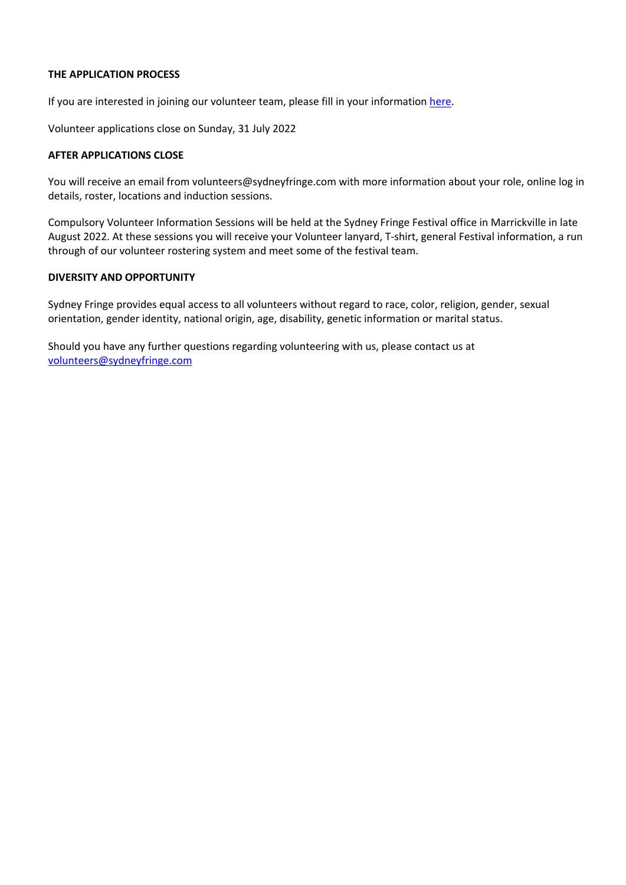**THE APPLICATION PROCESS**

If you are interested in joining our volunteer team, please fill in your information here.

Volunteer applications close on Sunday, 31 July 2022

**AFTER APPLICATIONS CLOSE**

You will receive an email from volunteers@sydneyfringe.com with more information about your role, online log in details, roster, locations and induction sessions.

Compulsory Volunteer Information Sessions will be held at the Sydney Fringe Festival office in Marrickville in late August 2022. At these sessions you will receive your Volunteer lanyard, T-shirt, general Festival information, a run through of our volunteer rostering system and meet some of the festival team.

**DIVERSITY AND OPPORTUNITY**

Sydney Fringe provides equal access to all volunteers without regard to race, color, religion, gender, sexual orientation, gender identity, national origin, age, disability, genetic information or marital status.

Should you have any further questions regarding volunteering with us, please contact us at volunteers@sydneyfringe.com